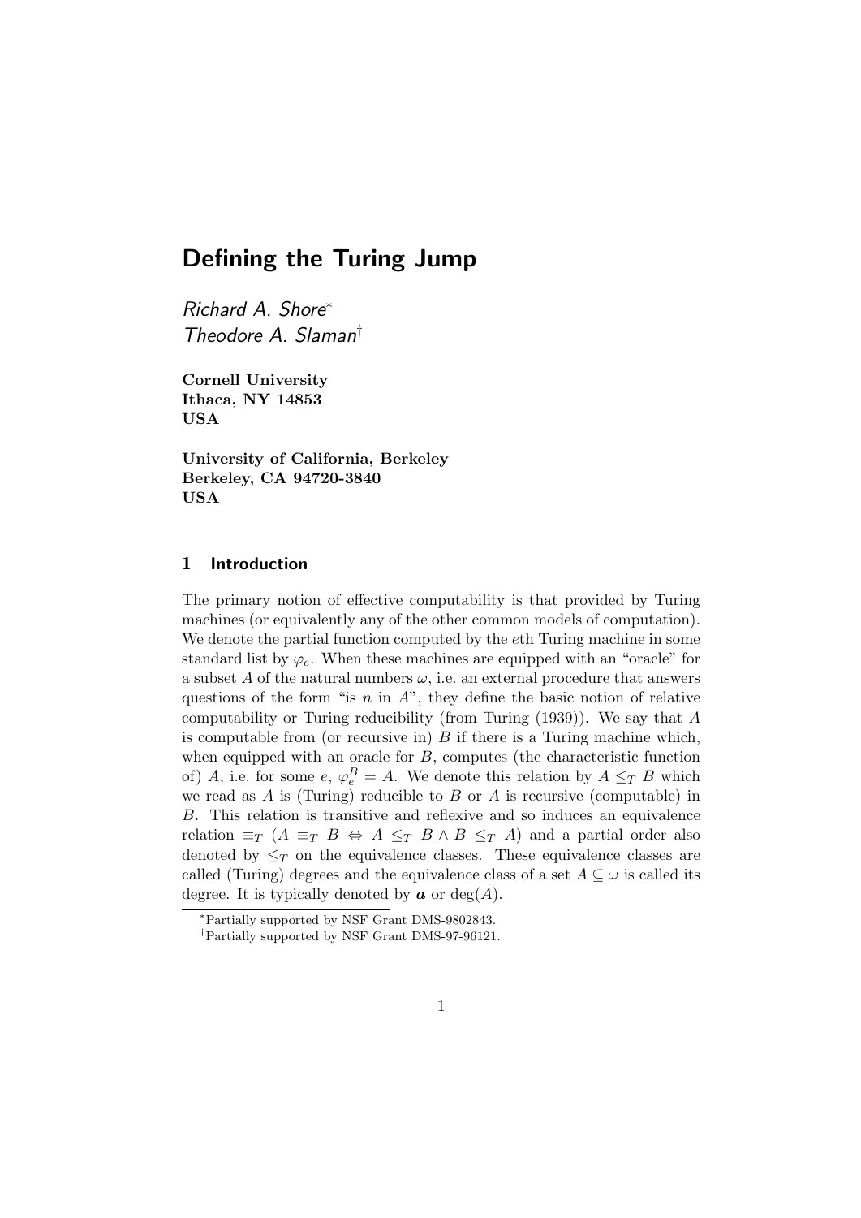# Defining the Turing Jump

*Richard A. Shore*[*]
*Theodore A. Slaman*[†]

**Cornell University**
**Ithaca, NY 14853**
**USA**

**University of California, Berkeley**
**Berkeley, CA 94720-3840**
**USA**

## 1 Introduction

The primary notion of effective computability is that provided by Turing machines (or equivalently any of the other common models of computation). We denote the partial function computed by the $e$th Turing machine in some standard list by $\varphi_e$. When these machines are equipped with an "oracle" for a subset $A$ of the natural numbers $\omega$, i.e. an external procedure that answers questions of the form "is $n$ in $A$", they define the basic notion of relative computability or Turing reducibility (from Turing (1939)). We say that $A$ is computable from (or recursive in) $B$ if there is a Turing machine which, when equipped with an oracle for $B$, computes (the characteristic function of) $A$, i.e. for some $e$, $\varphi_e^B = A$. We denote this relation by $A \leq_T B$ which we read as $A$ is (Turing) reducible to $B$ or $A$ is recursive (computable) in $B$. This relation is transitive and reflexive and so induces an equivalence relation $\equiv_T$ ($A \equiv_T B \Leftrightarrow A \leq_T B \wedge B \leq_T A$) and a partial order also denoted by $\leq_T$ on the equivalence classes. These equivalence classes are called (Turing) degrees and the equivalence class of a set $A \subseteq \omega$ is called its degree. It is typically denoted by $\boldsymbol{a}$ or $\deg(A)$.

[*] Partially supported by NSF Grant DMS-9802843.

[†] Partially supported by NSF Grant DMS-97-96121.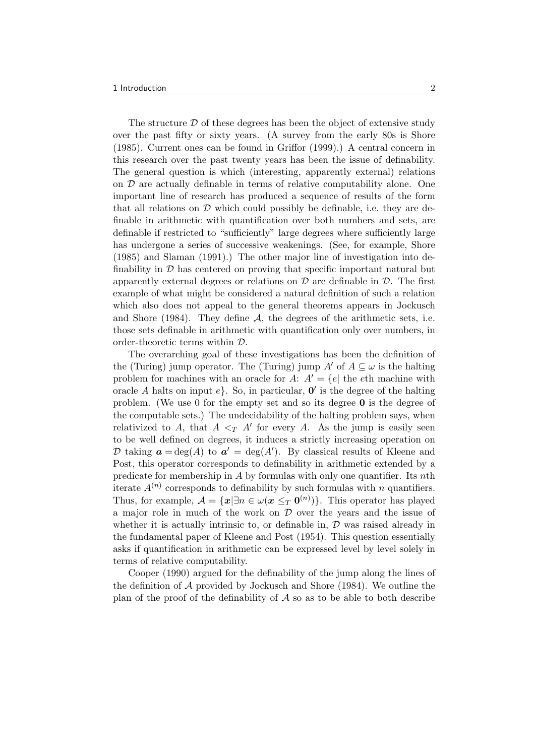The structure $\mathcal{D}$ of these degrees has been the object of extensive study over the past fifty or sixty years. (A survey from the early 80s is Shore (1985). Current ones can be found in Griffor (1999).) A central concern in this research over the past twenty years has been the issue of definability. The general question is which (interesting, apparently external) relations on $\mathcal{D}$ are actually definable in terms of relative computability alone. One important line of research has produced a sequence of results of the form that all relations on $\mathcal{D}$ which could possibly be definable, i.e. they are definable in arithmetic with quantification over both numbers and sets, are definable if restricted to "sufficiently" large degrees where sufficiently large has undergone a series of successive weakenings. (See, for example, Shore (1985) and Slaman (1991).) The other major line of investigation into definability in $\mathcal{D}$ has centered on proving that specific important natural but apparently external degrees or relations on $\mathcal{D}$ are definable in $\mathcal{D}$. The first example of what might be considered a natural definition of such a relation which also does not appeal to the general theorems appears in Jockusch and Shore (1984). They define $\mathcal{A}$, the degrees of the arithmetic sets, i.e. those sets definable in arithmetic with quantification only over numbers, in order-theoretic terms within $\mathcal{D}$.

The overarching goal of these investigations has been the definition of the (Turing) jump operator. The (Turing) jump $A'$ of $A \subseteq \omega$ is the halting problem for machines with an oracle for $A$: $A' = \{e|$ the $e$th machine with oracle $A$ halts on input $e\}$. So, in particular, $\mathbf{0}'$ is the degree of the halting problem. (We use 0 for the empty set and so its degree $\mathbf{0}$ is the degree of the computable sets.) The undecidability of the halting problem says, when relativized to $A$, that $A <_T A'$ for every $A$. As the jump is easily seen to be well defined on degrees, it induces a strictly increasing operation on $\mathcal{D}$ taking $\boldsymbol{a} = \deg(A)$ to $\boldsymbol{a}' = \deg(A')$. By classical results of Kleene and Post, this operator corresponds to definability in arithmetic extended by a predicate for membership in $A$ by formulas with only one quantifier. Its $n$th iterate $A^{(n)}$ corresponds to definability by such formulas with $n$ quantifiers. Thus, for example, $\mathcal{A} = \{\boldsymbol{x}|\exists n \in \omega(\boldsymbol{x} \leq_T \mathbf{0}^{(n)})\}$. This operator has played a major role in much of the work on $\mathcal{D}$ over the years and the issue of whether it is actually intrinsic to, or definable in, $\mathcal{D}$ was raised already in the fundamental paper of Kleene and Post (1954). This question essentially asks if quantification in arithmetic can be expressed level by level solely in terms of relative computability.

Cooper (1990) argued for the definability of the jump along the lines of the definition of $\mathcal{A}$ provided by Jockusch and Shore (1984). We outline the plan of the proof of the definability of $\mathcal{A}$ so as to be able to both describe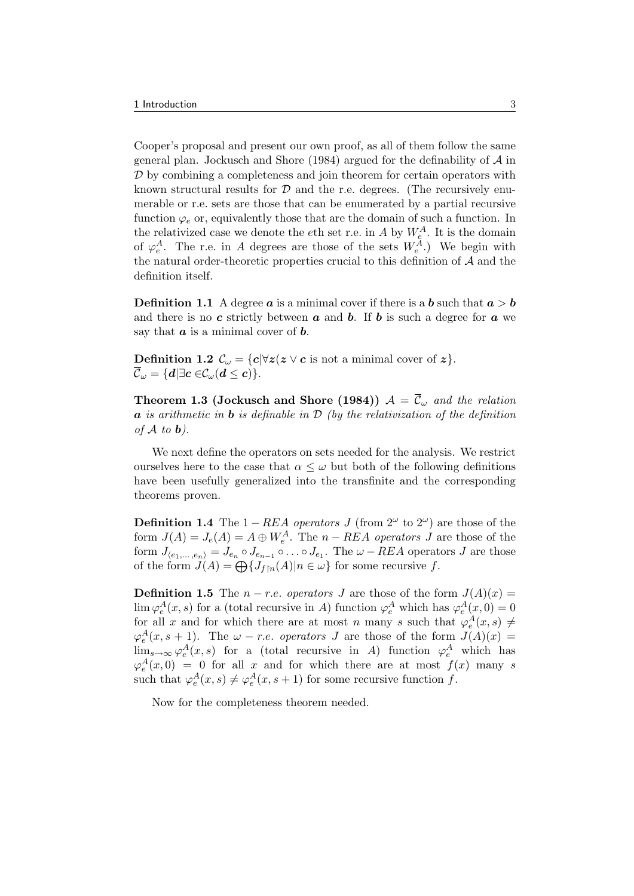Cooper's proposal and present our own proof, as all of them follow the same general plan. Jockusch and Shore (1984) argued for the definability of $\mathcal{A}$ in $\mathcal{D}$ by combining a completeness and join theorem for certain operators with known structural results for $\mathcal{D}$ and the r.e. degrees. (The recursively enumerable or r.e. sets are those that can be enumerated by a partial recursive function $\varphi_e$ or, equivalently those that are the domain of such a function. In the relativized case we denote the $e$th set r.e. in $A$ by $W_e^A$. It is the domain of $\varphi_e^A$. The r.e. in $A$ degrees are those of the sets $W_e^A$.) We begin with the natural order-theoretic properties crucial to this definition of $\mathcal{A}$ and the definition itself.

**Definition 1.1** A degree $\boldsymbol{a}$ is a minimal cover if there is a $\boldsymbol{b}$ such that $\boldsymbol{a} > \boldsymbol{b}$ and there is no $\boldsymbol{c}$ strictly between $\boldsymbol{a}$ and $\boldsymbol{b}$. If $\boldsymbol{b}$ is such a degree for $\boldsymbol{a}$ we say that $\boldsymbol{a}$ is a minimal cover of $\boldsymbol{b}$.

**Definition 1.2** $\mathcal{C}_\omega = \{\boldsymbol{c} | \forall \boldsymbol{z}(\boldsymbol{z} \vee \boldsymbol{c}$ is not a minimal cover of $\boldsymbol{z})\}$.
$\overline{\mathcal{C}}_\omega = \{\boldsymbol{d} | \exists \boldsymbol{c} \in \mathcal{C}_\omega(\boldsymbol{d} \leq \boldsymbol{c})\}$.

**Theorem 1.3 (Jockusch and Shore (1984))** *$\mathcal{A} = \overline{\mathcal{C}}_\omega$ and the relation $\boldsymbol{a}$ is arithmetic in $\boldsymbol{b}$ is definable in $\mathcal{D}$ (by the relativization of the definition of $\mathcal{A}$ to $\boldsymbol{b}$).*

We next define the operators on sets needed for the analysis. We restrict ourselves here to the case that $\alpha \leq \omega$ but both of the following definitions have been usefully generalized into the transfinite and the corresponding theorems proven.

**Definition 1.4** The $1 - REA$ *operators* $J$ (from $2^\omega$ to $2^\omega$) are those of the form $J(A) = J_e(A) = A \oplus W_e^A$. The $n - REA$ *operators* $J$ are those of the form $J_{\langle e_1, \ldots, e_n \rangle} = J_{e_n} \circ J_{e_{n-1}} \circ \ldots \circ J_{e_1}$. The $\omega - REA$ operators $J$ are those of the form $J(A) = \bigoplus\{J_{f \upharpoonright n}(A) | n \in \omega\}$ for some recursive $f$.

**Definition 1.5** The $n - r.e.$ *operators* $J$ are those of the form $J(A)(x) = \lim \varphi_e^A(x,s)$ for a (total recursive in $A$) function $\varphi_e^A$ which has $\varphi_e^A(x,0) = 0$ for all $x$ and for which there are at most $n$ many $s$ such that $\varphi_e^A(x,s) \neq \varphi_e^A(x,s+1)$. The $\omega - r.e.$ *operators* $J$ are those of the form $J(A)(x) = \lim_{s\to\infty} \varphi_e^A(x,s)$ for a (total recursive in $A$) function $\varphi_e^A$ which has $\varphi_e^A(x,0) = 0$ for all $x$ and for which there are at most $f(x)$ many $s$ such that $\varphi_e^A(x,s) \neq \varphi_e^A(x,s+1)$ for some recursive function $f$.

Now for the completeness theorem needed.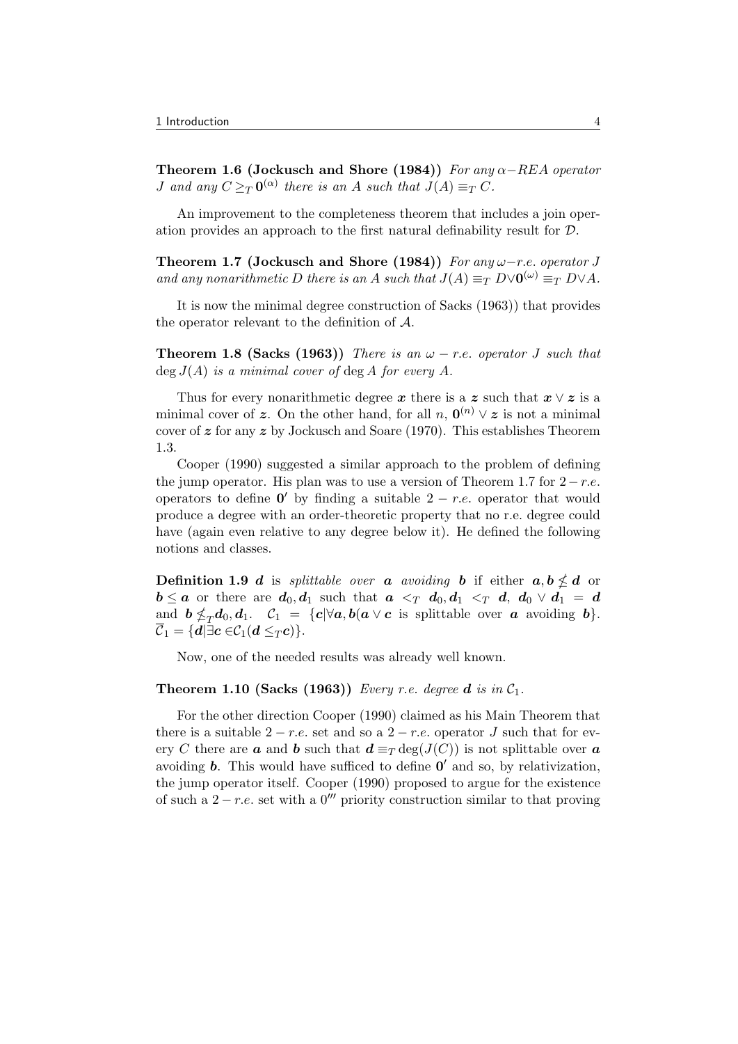**Theorem 1.6 (Jockusch and Shore (1984))** *For any $\alpha-REA$ operator $J$ and any $C \geq_T \mathbf{0}^{(\alpha)}$ there is an $A$ such that $J(A) \equiv_T C$.*

An improvement to the completeness theorem that includes a join operation provides an approach to the first natural definability result for $\mathcal{D}$.

**Theorem 1.7 (Jockusch and Shore (1984))** *For any $\omega-r.e.$ operator $J$ and any nonarithmetic $D$ there is an $A$ such that $J(A) \equiv_T D \vee \mathbf{0}^{(\omega)} \equiv_T D \vee A$.*

It is now the minimal degree construction of Sacks (1963)) that provides the operator relevant to the definition of $\mathcal{A}$.

**Theorem 1.8 (Sacks (1963))** *There is an $\omega - r.e.$ operator $J$ such that $\deg J(A)$ is a minimal cover of $\deg A$ for every $A$.*

Thus for every nonarithmetic degree $\boldsymbol{x}$ there is a $\boldsymbol{z}$ such that $\boldsymbol{x} \vee \boldsymbol{z}$ is a minimal cover of $\boldsymbol{z}$. On the other hand, for all $n$, $\mathbf{0}^{(n)} \vee \boldsymbol{z}$ is not a minimal cover of $\boldsymbol{z}$ for any $\boldsymbol{z}$ by Jockusch and Soare (1970). This establishes Theorem 1.3.

Cooper (1990) suggested a similar approach to the problem of defining the jump operator. His plan was to use a version of Theorem 1.7 for $2-r.e.$ operators to define $\mathbf{0}'$ by finding a suitable $2-r.e.$ operator that would produce a degree with an order-theoretic property that no r.e. degree could have (again even relative to any degree below it). He defined the following notions and classes.

**Definition 1.9** $\boldsymbol{d}$ is *splittable over* $\boldsymbol{a}$ *avoiding* $\boldsymbol{b}$ if either $\boldsymbol{a}, \boldsymbol{b} \nleq \boldsymbol{d}$ or $\boldsymbol{b} \leq \boldsymbol{a}$ or there are $\boldsymbol{d}_0, \boldsymbol{d}_1$ such that $\boldsymbol{a} <_T \boldsymbol{d}_0, \boldsymbol{d}_1 <_T \boldsymbol{d}$, $\boldsymbol{d}_0 \vee \boldsymbol{d}_1 = \boldsymbol{d}$ and $\boldsymbol{b} \nleq_T \boldsymbol{d}_0, \boldsymbol{d}_1$. $\mathcal{C}_1 = \{\boldsymbol{c} | \forall \boldsymbol{a}, \boldsymbol{b}(\boldsymbol{a} \vee \boldsymbol{c}$ is splittable over $\boldsymbol{a}$ avoiding $\boldsymbol{b}\}$. $\overline{\mathcal{C}}_1 = \{\boldsymbol{d} | \exists \boldsymbol{c} \in \mathcal{C}_1(\boldsymbol{d} \leq_T \boldsymbol{c})\}$.

Now, one of the needed results was already well known.

**Theorem 1.10 (Sacks (1963))** *Every r.e. degree $\boldsymbol{d}$ is in $\mathcal{C}_1$.*

For the other direction Cooper (1990) claimed as his Main Theorem that there is a suitable $2-r.e.$ set and so a $2-r.e.$ operator $J$ such that for every $C$ there are $\boldsymbol{a}$ and $\boldsymbol{b}$ such that $\boldsymbol{d} \equiv_T \deg(J(C))$ is not splittable over $\boldsymbol{a}$ avoiding $\boldsymbol{b}$. This would have sufficed to define $\mathbf{0}'$ and so, by relativization, the jump operator itself. Cooper (1990) proposed to argue for the existence of such a $2-r.e.$ set with a $0'''$ priority construction similar to that proving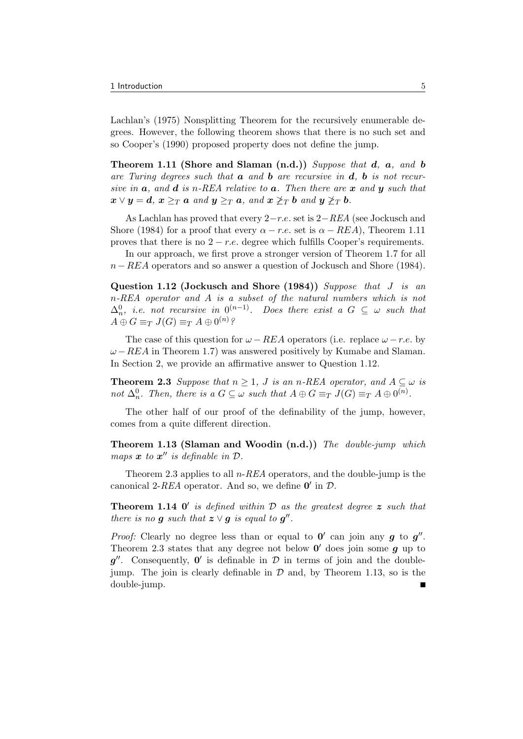Lachlan's (1975) Nonsplitting Theorem for the recursively enumerable degrees. However, the following theorem shows that there is no such set and so Cooper's (1990) proposed property does not define the jump.

**Theorem 1.11 (Shore and Slaman (n.d.))** *Suppose that $\boldsymbol{d}$, $\boldsymbol{a}$, and $\boldsymbol{b}$ are Turing degrees such that $\boldsymbol{a}$ and $\boldsymbol{b}$ are recursive in $\boldsymbol{d}$, $\boldsymbol{b}$ is not recursive in $\boldsymbol{a}$, and $\boldsymbol{d}$ is n-REA relative to $\boldsymbol{a}$. Then there are $\boldsymbol{x}$ and $\boldsymbol{y}$ such that $\boldsymbol{x} \vee \boldsymbol{y} = \boldsymbol{d}$, $\boldsymbol{x} \geq_T \boldsymbol{a}$ and $\boldsymbol{y} \geq_T \boldsymbol{a}$, and $\boldsymbol{x} \not\geq_T \boldsymbol{b}$ and $\boldsymbol{y} \not\geq_T \boldsymbol{b}$.*

As Lachlan has proved that every $2-r.e.$ set is $2-REA$ (see Jockusch and Shore (1984) for a proof that every $\alpha - r.e.$ set is $\alpha - REA$), Theorem 1.11 proves that there is no $2 - r.e.$ degree which fulfills Cooper's requirements.

In our approach, we first prove a stronger version of Theorem 1.7 for all $n - REA$ operators and so answer a question of Jockusch and Shore (1984).

**Question 1.12 (Jockusch and Shore (1984))** *Suppose that $J$ is an n-REA operator and $A$ is a subset of the natural numbers which is not $\Delta^0_n$, i.e. not recursive in $0^{(n-1)}$. Does there exist a $G \subseteq \omega$ such that $A \oplus G \equiv_T J(G) \equiv_T A \oplus 0^{(n)}$?*

The case of this question for $\omega - REA$ operators (i.e. replace $\omega - r.e.$ by $\omega - REA$ in Theorem 1.7) was answered positively by Kumabe and Slaman. In Section 2, we provide an affirmative answer to Question 1.12.

**Theorem 2.3** *Suppose that $n \geq 1$, $J$ is an n-REA operator, and $A \subseteq \omega$ is not $\Delta^0_n$. Then, there is a $G \subseteq \omega$ such that $A \oplus G \equiv_T J(G) \equiv_T A \oplus 0^{(n)}$.*

The other half of our proof of the definability of the jump, however, comes from a quite different direction.

**Theorem 1.13 (Slaman and Woodin (n.d.))** *The double-jump which maps $\boldsymbol{x}$ to $\boldsymbol{x}''$ is definable in $\mathcal{D}$.*

Theorem 2.3 applies to all *n-REA* operators, and the double-jump is the canonical 2-*REA* operator. And so, we define $\mathbf{0}'$ in $\mathcal{D}$.

**Theorem 1.14** *$\mathbf{0}'$ is defined within $\mathcal{D}$ as the greatest degree $\boldsymbol{z}$ such that there is no $\boldsymbol{g}$ such that $\boldsymbol{z} \vee \boldsymbol{g}$ is equal to $\boldsymbol{g}''$.*

*Proof:* Clearly no degree less than or equal to $\mathbf{0}'$ can join any $\boldsymbol{g}$ to $\boldsymbol{g}''$. Theorem 2.3 states that any degree not below $\mathbf{0}'$ does join some $\boldsymbol{g}$ up to $\boldsymbol{g}''$. Consequently, $\mathbf{0}'$ is definable in $\mathcal{D}$ in terms of join and the double-jump. The join is clearly definable in $\mathcal{D}$ and, by Theorem 1.13, so is the double-jump. ∎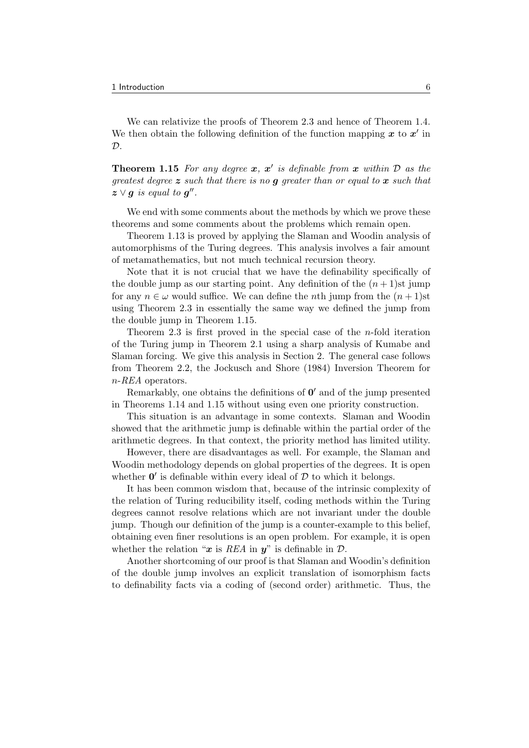We can relativize the proofs of Theorem 2.3 and hence of Theorem 1.4. We then obtain the following definition of the function mapping $\boldsymbol{x}$ to $\boldsymbol{x}'$ in $\mathcal{D}$.

**Theorem 1.15** *For any degree $\boldsymbol{x}$, $\boldsymbol{x}'$ is definable from $\boldsymbol{x}$ within $\mathcal{D}$ as the greatest degree $\boldsymbol{z}$ such that there is no $\boldsymbol{g}$ greater than or equal to $\boldsymbol{x}$ such that $\boldsymbol{z} \vee \boldsymbol{g}$ is equal to $\boldsymbol{g}''$.*

We end with some comments about the methods by which we prove these theorems and some comments about the problems which remain open.

Theorem 1.13 is proved by applying the Slaman and Woodin analysis of automorphisms of the Turing degrees. This analysis involves a fair amount of metamathematics, but not much technical recursion theory.

Note that it is not crucial that we have the definability specifically of the double jump as our starting point. Any definition of the $(n+1)$st jump for any $n \in \omega$ would suffice. We can define the $n$th jump from the $(n+1)$st using Theorem 2.3 in essentially the same way we defined the jump from the double jump in Theorem 1.15.

Theorem 2.3 is first proved in the special case of the $n$-fold iteration of the Turing jump in Theorem 2.1 using a sharp analysis of Kumabe and Slaman forcing. We give this analysis in Section 2. The general case follows from Theorem 2.2, the Jockusch and Shore (1984) Inversion Theorem for *n-REA* operators.

Remarkably, one obtains the definitions of $\mathbf{0}'$ and of the jump presented in Theorems 1.14 and 1.15 without using even one priority construction.

This situation is an advantage in some contexts. Slaman and Woodin showed that the arithmetic jump is definable within the partial order of the arithmetic degrees. In that context, the priority method has limited utility.

However, there are disadvantages as well. For example, the Slaman and Woodin methodology depends on global properties of the degrees. It is open whether $\mathbf{0}'$ is definable within every ideal of $\mathcal{D}$ to which it belongs.

It has been common wisdom that, because of the intrinsic complexity of the relation of Turing reducibility itself, coding methods within the Turing degrees cannot resolve relations which are not invariant under the double jump. Though our definition of the jump is a counter-example to this belief, obtaining even finer resolutions is an open problem. For example, it is open whether the relation "$\boldsymbol{x}$ is *REA* in $\boldsymbol{y}$" is definable in $\mathcal{D}$.

Another shortcoming of our proof is that Slaman and Woodin's definition of the double jump involves an explicit translation of isomorphism facts to definability facts via a coding of (second order) arithmetic. Thus, the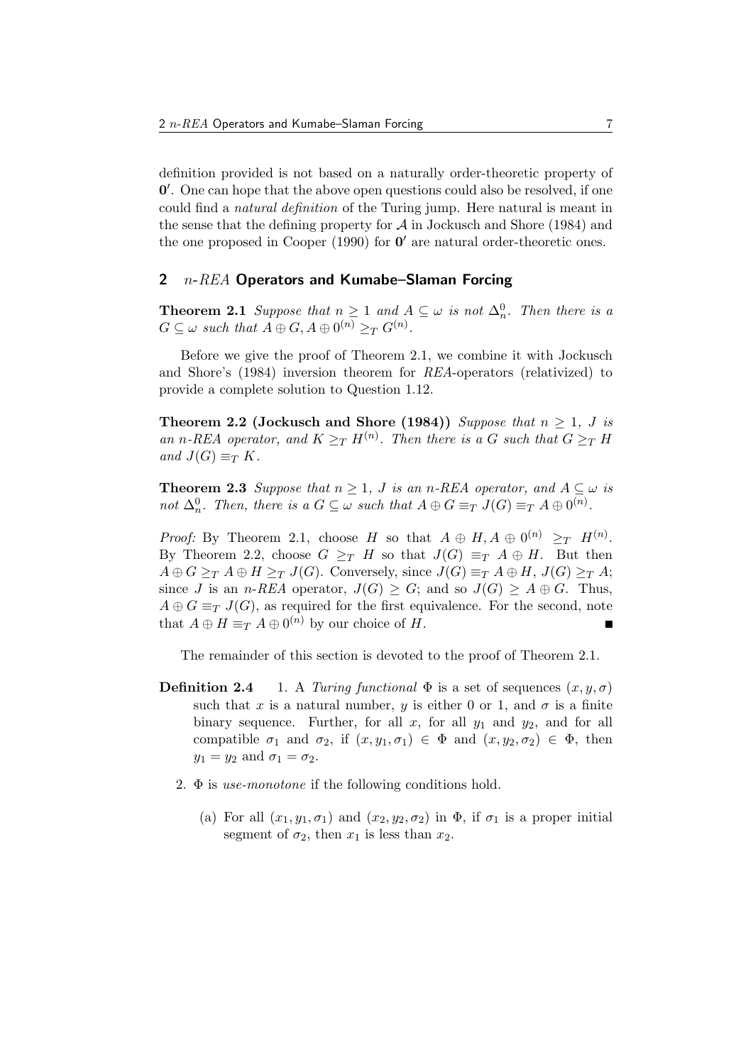definition provided is not based on a naturally order-theoretic property of $\mathbf{0}'$. One can hope that the above open questions could also be resolved, if one could find a *natural definition* of the Turing jump. Here natural is meant in the sense that the defining property for $\mathcal{A}$ in Jockusch and Shore (1984) and the one proposed in Cooper (1990) for $\mathbf{0}'$ are natural order-theoretic ones.

## 2 $n$-*REA* Operators and Kumabe–Slaman Forcing

**Theorem 2.1** *Suppose that $n \geq 1$ and $A \subseteq \omega$ is not $\Delta^0_n$. Then there is a $G \subseteq \omega$ such that $A \oplus G, A \oplus 0^{(n)} \geq_T G^{(n)}$.*

Before we give the proof of Theorem 2.1, we combine it with Jockusch and Shore's (1984) inversion theorem for *REA*-operators (relativized) to provide a complete solution to Question 1.12.

**Theorem 2.2 (Jockusch and Shore (1984))** *Suppose that $n \geq 1$, $J$ is an $n$-REA operator, and $K \geq_T H^{(n)}$. Then there is a $G$ such that $G \geq_T H$ and $J(G) \equiv_T K$.*

**Theorem 2.3** *Suppose that $n \geq 1$, $J$ is an $n$-REA operator, and $A \subseteq \omega$ is not $\Delta^0_n$. Then, there is a $G \subseteq \omega$ such that $A \oplus G \equiv_T J(G) \equiv_T A \oplus 0^{(n)}$.*

*Proof:* By Theorem 2.1, choose $H$ so that $A \oplus H, A \oplus 0^{(n)} \geq_T H^{(n)}$. By Theorem 2.2, choose $G \geq_T H$ so that $J(G) \equiv_T A \oplus H$. But then $A \oplus G \geq_T A \oplus H \geq_T J(G)$. Conversely, since $J(G) \equiv_T A \oplus H$, $J(G) \geq_T A$; since $J$ is an $n$-*REA* operator, $J(G) \geq G$; and so $J(G) \geq A \oplus G$. Thus, $A \oplus G \equiv_T J(G)$, as required for the first equivalence. For the second, note that $A \oplus H \equiv_T A \oplus 0^{(n)}$ by our choice of $H$. ∎

The remainder of this section is devoted to the proof of Theorem 2.1.

**Definition 2.4**

1. A *Turing functional* $\Phi$ is a set of sequences $(x, y, \sigma)$ such that $x$ is a natural number, $y$ is either 0 or 1, and $\sigma$ is a finite binary sequence. Further, for all $x$, for all $y_1$ and $y_2$, and for all compatible $\sigma_1$ and $\sigma_2$, if $(x, y_1, \sigma_1) \in \Phi$ and $(x, y_2, \sigma_2) \in \Phi$, then $y_1 = y_2$ and $\sigma_1 = \sigma_2$.
2. $\Phi$ is *use-monotone* if the following conditions hold.
   (a) For all $(x_1, y_1, \sigma_1)$ and $(x_2, y_2, \sigma_2)$ in $\Phi$, if $\sigma_1$ is a proper initial segment of $\sigma_2$, then $x_1$ is less than $x_2$.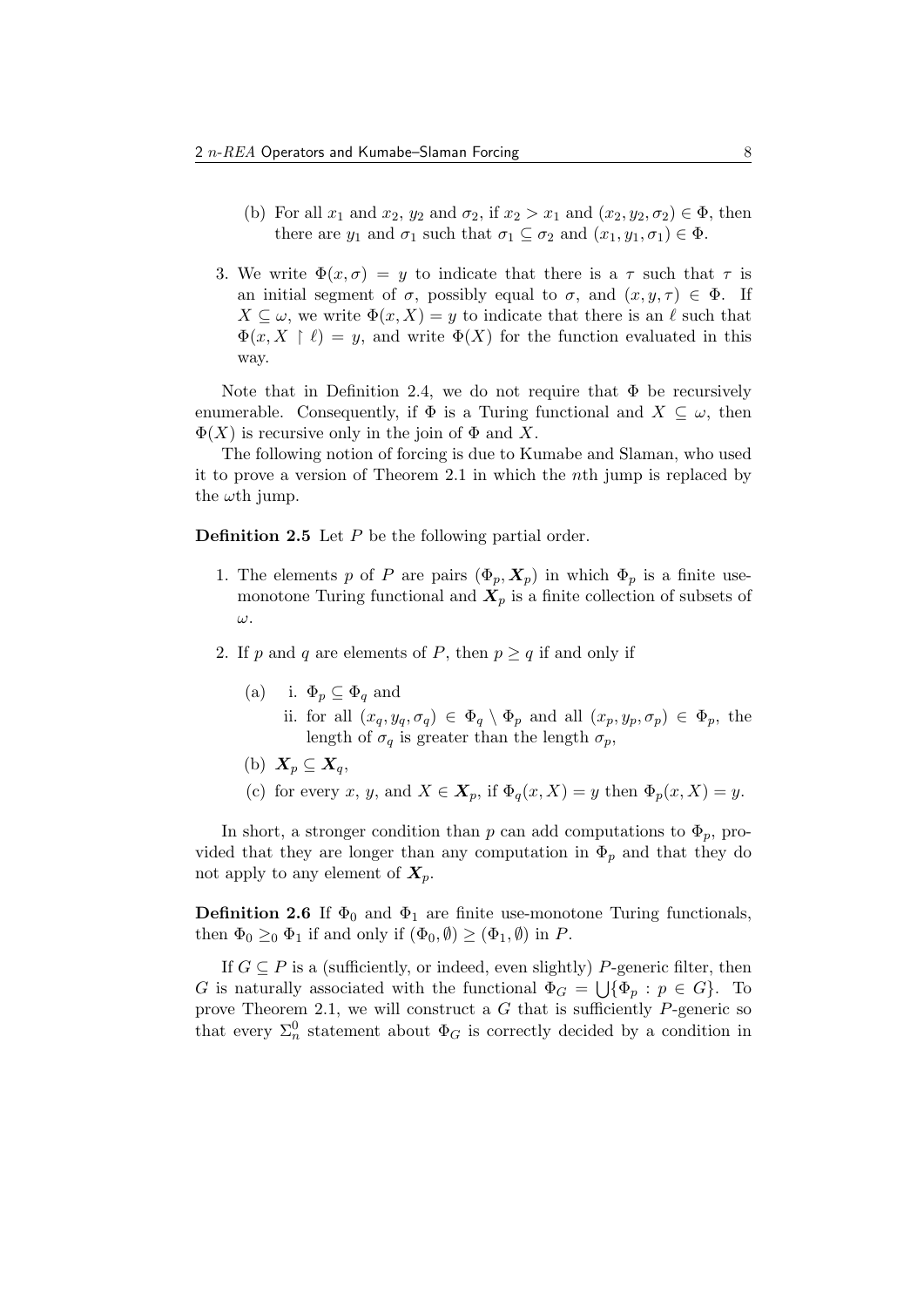(b) For all $x_1$ and $x_2$, $y_2$ and $\sigma_2$, if $x_2 > x_1$ and $(x_2, y_2, \sigma_2) \in \Phi$, then there are $y_1$ and $\sigma_1$ such that $\sigma_1 \subseteq \sigma_2$ and $(x_1, y_1, \sigma_1) \in \Phi$.

3. We write $\Phi(x, \sigma) = y$ to indicate that there is a $\tau$ such that $\tau$ is an initial segment of $\sigma$, possibly equal to $\sigma$, and $(x, y, \tau) \in \Phi$. If $X \subseteq \omega$, we write $\Phi(x, X) = y$ to indicate that there is an $\ell$ such that $\Phi(x, X \upharpoonright \ell) = y$, and write $\Phi(X)$ for the function evaluated in this way.

Note that in Definition 2.4, we do not require that $\Phi$ be recursively enumerable. Consequently, if $\Phi$ is a Turing functional and $X \subseteq \omega$, then $\Phi(X)$ is recursive only in the join of $\Phi$ and $X$.

The following notion of forcing is due to Kumabe and Slaman, who used it to prove a version of Theorem 2.1 in which the $n$th jump is replaced by the $\omega$th jump.

**Definition 2.5** Let $P$ be the following partial order.

1. The elements $p$ of $P$ are pairs $(\Phi_p, \boldsymbol{X}_p)$ in which $\Phi_p$ is a finite use-monotone Turing functional and $\boldsymbol{X}_p$ is a finite collection of subsets of $\omega$.

2. If $p$ and $q$ are elements of $P$, then $p \geq q$ if and only if

   (a) i. $\Phi_p \subseteq \Phi_q$ and

   ii. for all $(x_q, y_q, \sigma_q) \in \Phi_q \setminus \Phi_p$ and all $(x_p, y_p, \sigma_p) \in \Phi_p$, the length of $\sigma_q$ is greater than the length $\sigma_p$,

   (b) $\boldsymbol{X}_p \subseteq \boldsymbol{X}_q$,

   (c) for every $x$, $y$, and $X \in \boldsymbol{X}_p$, if $\Phi_q(x, X) = y$ then $\Phi_p(x, X) = y$.

In short, a stronger condition than $p$ can add computations to $\Phi_p$, provided that they are longer than any computation in $\Phi_p$ and that they do not apply to any element of $\boldsymbol{X}_p$.

**Definition 2.6** If $\Phi_0$ and $\Phi_1$ are finite use-monotone Turing functionals, then $\Phi_0 \geq_0 \Phi_1$ if and only if $(\Phi_0, \emptyset) \geq (\Phi_1, \emptyset)$ in $P$.

If $G \subseteq P$ is a (sufficiently, or indeed, even slightly) $P$-generic filter, then $G$ is naturally associated with the functional $\Phi_G = \bigcup\{\Phi_p : p \in G\}$. To prove Theorem 2.1, we will construct a $G$ that is sufficiently $P$-generic so that every $\Sigma^0_n$ statement about $\Phi_G$ is correctly decided by a condition in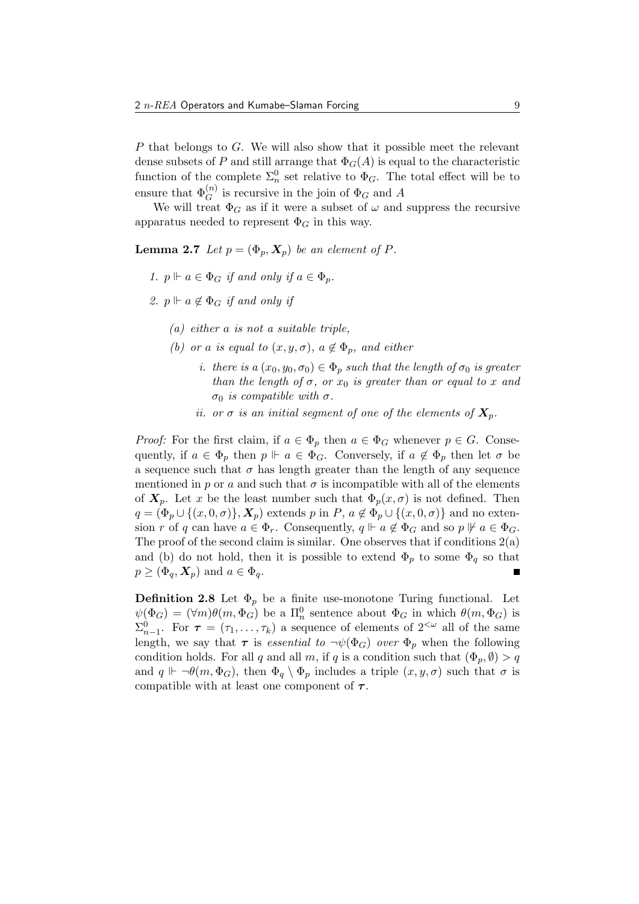$P$ that belongs to $G$. We will also show that it possible meet the relevant dense subsets of $P$ and still arrange that $\Phi_G(A)$ is equal to the characteristic function of the complete $\Sigma^0_n$ set relative to $\Phi_G$. The total effect will be to ensure that $\Phi_G^{(n)}$ is recursive in the join of $\Phi_G$ and $A$

We will treat $\Phi_G$ as if it were a subset of $\omega$ and suppress the recursive apparatus needed to represent $\Phi_G$ in this way.

**Lemma 2.7** *Let $p = (\Phi_p, \boldsymbol{X}_p)$ be an element of $P$.*

1. *$p \Vdash a \in \Phi_G$ if and only if $a \in \Phi_p$.*
2. *$p \Vdash a \notin \Phi_G$ if and only if*
   - *(a) either $a$ is not a suitable triple,*
   - *(b) or $a$ is equal to $(x, y, \sigma)$, $a \notin \Phi_p$, and either*
     - *i. there is a $(x_0, y_0, \sigma_0) \in \Phi_p$ such that the length of $\sigma_0$ is greater than the length of $\sigma$, or $x_0$ is greater than or equal to $x$ and $\sigma_0$ is compatible with $\sigma$.*
     - *ii. or $\sigma$ is an initial segment of one of the elements of $\boldsymbol{X}_p$.*

*Proof:* For the first claim, if $a \in \Phi_p$ then $a \in \Phi_G$ whenever $p \in G$. Consequently, if $a \in \Phi_p$ then $p \Vdash a \in \Phi_G$. Conversely, if $a \notin \Phi_p$ then let $\sigma$ be a sequence such that $\sigma$ has length greater than the length of any sequence mentioned in $p$ or $a$ and such that $\sigma$ is incompatible with all of the elements of $\boldsymbol{X}_p$. Let $x$ be the least number such that $\Phi_p(x, \sigma)$ is not defined. Then $q = (\Phi_p \cup \{(x, 0, \sigma)\}, \boldsymbol{X}_p)$ extends $p$ in $P$, $a \notin \Phi_p \cup \{(x, 0, \sigma)\}$ and no extension $r$ of $q$ can have $a \in \Phi_r$. Consequently, $q \Vdash a \notin \Phi_G$ and so $p \nVdash a \in \Phi_G$. The proof of the second claim is similar. One observes that if conditions 2(a) and (b) do not hold, then it is possible to extend $\Phi_p$ to some $\Phi_q$ so that $p \geq (\Phi_q, \boldsymbol{X}_p)$ and $a \in \Phi_q$. ■

**Definition 2.8** Let $\Phi_p$ be a finite use-monotone Turing functional. Let $\psi(\Phi_G) = (\forall m)\theta(m, \Phi_G)$ be a $\Pi^0_n$ sentence about $\Phi_G$ in which $\theta(m, \Phi_G)$ is $\Sigma^0_{n-1}$. For $\boldsymbol{\tau} = (\tau_1, \ldots, \tau_k)$ a sequence of elements of $2^{<\omega}$ all of the same length, we say that $\boldsymbol{\tau}$ is *essential to $\neg\psi(\Phi_G)$ over $\Phi_p$* when the following condition holds. For all $q$ and all $m$, if $q$ is a condition such that $(\Phi_p, \emptyset) > q$ and $q \Vdash \neg\theta(m, \Phi_G)$, then $\Phi_q \setminus \Phi_p$ includes a triple $(x, y, \sigma)$ such that $\sigma$ is compatible with at least one component of $\boldsymbol{\tau}$.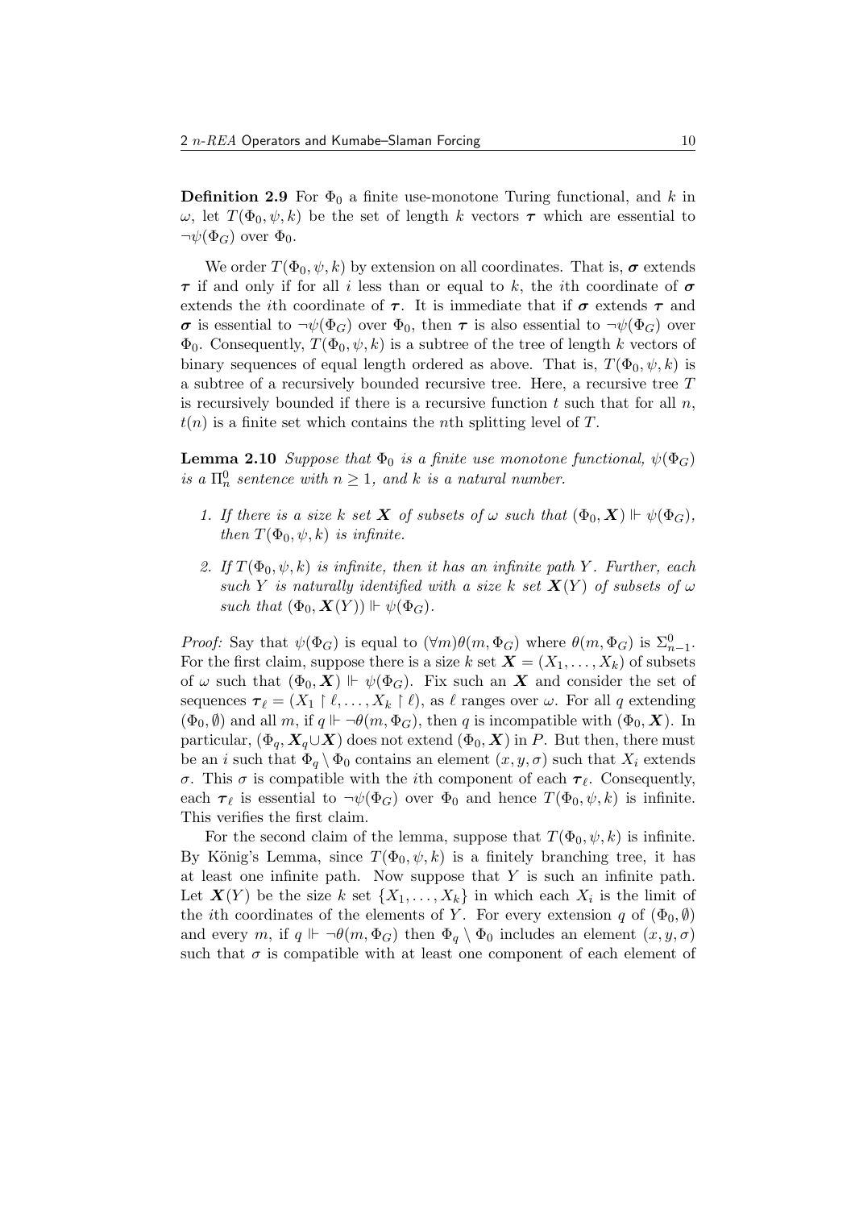**Definition 2.9** For $\Phi_0$ a finite use-monotone Turing functional, and $k$ in $\omega$, let $T(\Phi_0, \psi, k)$ be the set of length $k$ vectors $\boldsymbol{\tau}$ which are essential to $\neg\psi(\Phi_G)$ over $\Phi_0$.

We order $T(\Phi_0, \psi, k)$ by extension on all coordinates. That is, $\boldsymbol{\sigma}$ extends $\boldsymbol{\tau}$ if and only if for all $i$ less than or equal to $k$, the $i$th coordinate of $\boldsymbol{\sigma}$ extends the $i$th coordinate of $\boldsymbol{\tau}$. It is immediate that if $\boldsymbol{\sigma}$ extends $\boldsymbol{\tau}$ and $\boldsymbol{\sigma}$ is essential to $\neg\psi(\Phi_G)$ over $\Phi_0$, then $\boldsymbol{\tau}$ is also essential to $\neg\psi(\Phi_G)$ over $\Phi_0$. Consequently, $T(\Phi_0, \psi, k)$ is a subtree of the tree of length $k$ vectors of binary sequences of equal length ordered as above. That is, $T(\Phi_0, \psi, k)$ is a subtree of a recursively bounded recursive tree. Here, a recursive tree $T$ is recursively bounded if there is a recursive function $t$ such that for all $n$, $t(n)$ is a finite set which contains the $n$th splitting level of $T$.

**Lemma 2.10** *Suppose that $\Phi_0$ is a finite use monotone functional, $\psi(\Phi_G)$ is a $\Pi^0_n$ sentence with $n \geq 1$, and $k$ is a natural number.*

1. *If there is a size $k$ set $\boldsymbol{X}$ of subsets of $\omega$ such that $(\Phi_0, \boldsymbol{X}) \Vdash \psi(\Phi_G)$, then $T(\Phi_0, \psi, k)$ is infinite.*
2. *If $T(\Phi_0, \psi, k)$ is infinite, then it has an infinite path $Y$. Further, each such $Y$ is naturally identified with a size $k$ set $\boldsymbol{X}(Y)$ of subsets of $\omega$ such that $(\Phi_0, \boldsymbol{X}(Y)) \Vdash \psi(\Phi_G)$.*

*Proof:* Say that $\psi(\Phi_G)$ is equal to $(\forall m)\theta(m, \Phi_G)$ where $\theta(m, \Phi_G)$ is $\Sigma^0_{n-1}$. For the first claim, suppose there is a size $k$ set $\boldsymbol{X} = (X_1, \ldots, X_k)$ of subsets of $\omega$ such that $(\Phi_0, \boldsymbol{X}) \Vdash \psi(\Phi_G)$. Fix such an $\boldsymbol{X}$ and consider the set of sequences $\boldsymbol{\tau}_\ell = (X_1 \upharpoonright \ell, \ldots, X_k \upharpoonright \ell)$, as $\ell$ ranges over $\omega$. For all $q$ extending $(\Phi_0, \emptyset)$ and all $m$, if $q \Vdash \neg\theta(m, \Phi_G)$, then $q$ is incompatible with $(\Phi_0, \boldsymbol{X})$. In particular, $(\Phi_q, \boldsymbol{X}_q \cup \boldsymbol{X})$ does not extend $(\Phi_0, \boldsymbol{X})$ in $P$. But then, there must be an $i$ such that $\Phi_q \setminus \Phi_0$ contains an element $(x, y, \sigma)$ such that $X_i$ extends $\sigma$. This $\sigma$ is compatible with the $i$th component of each $\boldsymbol{\tau}_\ell$. Consequently, each $\boldsymbol{\tau}_\ell$ is essential to $\neg\psi(\Phi_G)$ over $\Phi_0$ and hence $T(\Phi_0, \psi, k)$ is infinite. This verifies the first claim.

For the second claim of the lemma, suppose that $T(\Phi_0, \psi, k)$ is infinite. By König's Lemma, since $T(\Phi_0, \psi, k)$ is a finitely branching tree, it has at least one infinite path. Now suppose that $Y$ is such an infinite path. Let $\boldsymbol{X}(Y)$ be the size $k$ set $\{X_1, \ldots, X_k\}$ in which each $X_i$ is the limit of the $i$th coordinates of the elements of $Y$. For every extension $q$ of $(\Phi_0, \emptyset)$ and every $m$, if $q \Vdash \neg\theta(m, \Phi_G)$ then $\Phi_q \setminus \Phi_0$ includes an element $(x, y, \sigma)$ such that $\sigma$ is compatible with at least one component of each element of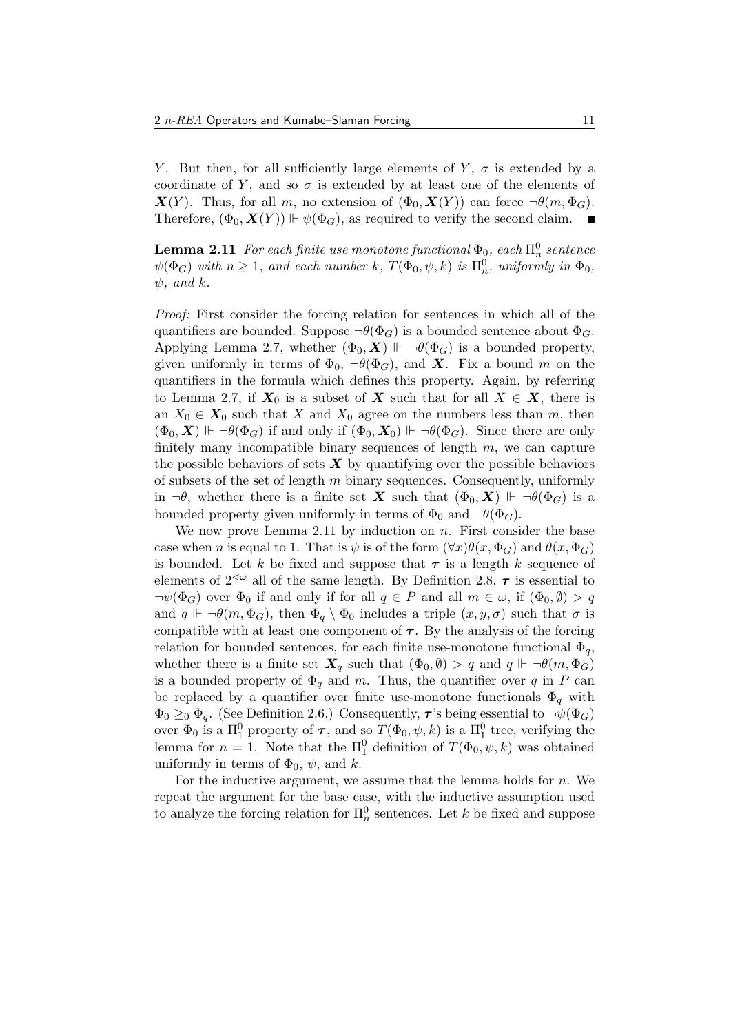$Y$. But then, for all sufficiently large elements of $Y$, $\sigma$ is extended by a coordinate of $Y$, and so $\sigma$ is extended by at least one of the elements of $\boldsymbol{X}(Y)$. Thus, for all $m$, no extension of $(\Phi_0, \boldsymbol{X}(Y))$ can force $\neg\theta(m, \Phi_G)$. Therefore, $(\Phi_0, \boldsymbol{X}(Y)) \Vdash \psi(\Phi_G)$, as required to verify the second claim. ∎

**Lemma 2.11** *For each finite use monotone functional $\Phi_0$, each $\Pi^0_n$ sentence $\psi(\Phi_G)$ with $n \geq 1$, and each number $k$, $T(\Phi_0, \psi, k)$ is $\Pi^0_n$, uniformly in $\Phi_0$, $\psi$, and $k$.*

*Proof:* First consider the forcing relation for sentences in which all of the quantifiers are bounded. Suppose $\neg\theta(\Phi_G)$ is a bounded sentence about $\Phi_G$. Applying Lemma 2.7, whether $(\Phi_0, \boldsymbol{X}) \Vdash \neg\theta(\Phi_G)$ is a bounded property, given uniformly in terms of $\Phi_0$, $\neg\theta(\Phi_G)$, and $\boldsymbol{X}$. Fix a bound $m$ on the quantifiers in the formula which defines this property. Again, by referring to Lemma 2.7, if $\boldsymbol{X}_0$ is a subset of $\boldsymbol{X}$ such that for all $X \in \boldsymbol{X}$, there is an $X_0 \in \boldsymbol{X}_0$ such that $X$ and $X_0$ agree on the numbers less than $m$, then $(\Phi_0, \boldsymbol{X}) \Vdash \neg\theta(\Phi_G)$ if and only if $(\Phi_0, \boldsymbol{X}_0) \Vdash \neg\theta(\Phi_G)$. Since there are only finitely many incompatible binary sequences of length $m$, we can capture the possible behaviors of sets $\boldsymbol{X}$ by quantifying over the possible behaviors of subsets of the set of length $m$ binary sequences. Consequently, uniformly in $\neg\theta$, whether there is a finite set $\boldsymbol{X}$ such that $(\Phi_0, \boldsymbol{X}) \Vdash \neg\theta(\Phi_G)$ is a bounded property given uniformly in terms of $\Phi_0$ and $\neg\theta(\Phi_G)$.

We now prove Lemma 2.11 by induction on $n$. First consider the base case when $n$ is equal to 1. That is $\psi$ is of the form $(\forall x)\theta(x, \Phi_G)$ and $\theta(x, \Phi_G)$ is bounded. Let $k$ be fixed and suppose that $\boldsymbol{\tau}$ is a length $k$ sequence of elements of $2^{<\omega}$ all of the same length. By Definition 2.8, $\boldsymbol{\tau}$ is essential to $\neg\psi(\Phi_G)$ over $\Phi_0$ if and only if for all $q \in P$ and all $m \in \omega$, if $(\Phi_0, \emptyset) > q$ and $q \Vdash \neg\theta(m, \Phi_G)$, then $\Phi_q \setminus \Phi_0$ includes a triple $(x, y, \sigma)$ such that $\sigma$ is compatible with at least one component of $\boldsymbol{\tau}$. By the analysis of the forcing relation for bounded sentences, for each finite use-monotone functional $\Phi_q$, whether there is a finite set $\boldsymbol{X}_q$ such that $(\Phi_0, \emptyset) > q$ and $q \Vdash \neg\theta(m, \Phi_G)$ is a bounded property of $\Phi_q$ and $m$. Thus, the quantifier over $q$ in $P$ can be replaced by a quantifier over finite use-monotone functionals $\Phi_q$ with $\Phi_0 \geq_0 \Phi_q$. (See Definition 2.6.) Consequently, $\boldsymbol{\tau}$'s being essential to $\neg\psi(\Phi_G)$ over $\Phi_0$ is a $\Pi^0_1$ property of $\boldsymbol{\tau}$, and so $T(\Phi_0, \psi, k)$ is a $\Pi^0_1$ tree, verifying the lemma for $n = 1$. Note that the $\Pi^0_1$ definition of $T(\Phi_0, \psi, k)$ was obtained uniformly in terms of $\Phi_0$, $\psi$, and $k$.

For the inductive argument, we assume that the lemma holds for $n$. We repeat the argument for the base case, with the inductive assumption used to analyze the forcing relation for $\Pi^0_n$ sentences. Let $k$ be fixed and suppose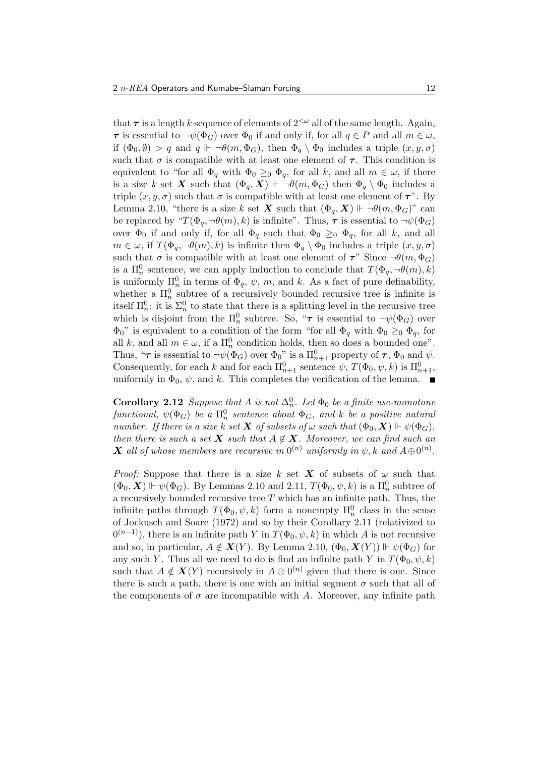that $\boldsymbol{\tau}$ is a length $k$ sequence of elements of $2^{<\omega}$ all of the same length. Again, $\boldsymbol{\tau}$ is essential to $\neg\psi(\Phi_G)$ over $\Phi_0$ if and only if, for all $q \in P$ and all $m \in \omega$, if $(\Phi_0, \emptyset) > q$ and $q \Vdash \neg\theta(m, \Phi_G)$, then $\Phi_q \setminus \Phi_0$ includes a triple $(x, y, \sigma)$ such that $\sigma$ is compatible with at least one element of $\boldsymbol{\tau}$. This condition is equivalent to "for all $\Phi_q$ with $\Phi_0 \geq_0 \Phi_q$, for all $k$, and all $m \in \omega$, if there is a size $k$ set $\boldsymbol{X}$ such that $(\Phi_q, \boldsymbol{X}) \Vdash \neg\theta(m, \Phi_G)$ then $\Phi_q \setminus \Phi_0$ includes a triple $(x, y, \sigma)$ such that $\sigma$ is compatible with at least one element of $\boldsymbol{\tau}$". By Lemma 2.10, "there is a size $k$ set $\boldsymbol{X}$ such that $(\Phi_q, \boldsymbol{X}) \Vdash \neg\theta(m, \Phi_G)$" can be replaced by "$T(\Phi_q, \neg\theta(m), k)$ is infinite". Thus, $\boldsymbol{\tau}$ is essential to $\neg\psi(\Phi_G)$ over $\Phi_0$ if and only if, for all $\Phi_q$ such that $\Phi_0 \geq_0 \Phi_q$, for all $k$, and all $m \in \omega$, if $T(\Phi_q, \neg\theta(m), k)$ is infinite then $\Phi_q \setminus \Phi_0$ includes a triple $(x, y, \sigma)$ such that $\sigma$ is compatible with at least one element of $\boldsymbol{\tau}$" Since $\neg\theta(m, \Phi_G)$ is a $\Pi^0_n$ sentence, we can apply induction to conclude that $T(\Phi_q, \neg\theta(m), k)$ is uniformly $\Pi^0_n$ in terms of $\Phi_q$, $\psi$, $m$, and $k$. As a fact of pure definability, whether a $\Pi^0_n$ subtree of a recursively bounded recursive tree is infinite is itself $\Pi^0_n$: it is $\Sigma^0_n$ to state that there is a splitting level in the recursive tree which is disjoint from the $\Pi^0_n$ subtree. So, "$\boldsymbol{\tau}$ is essential to $\neg\psi(\Phi_G)$ over $\Phi_0$" is equivalent to a condition of the form "for all $\Phi_q$ with $\Phi_0 \geq_0 \Phi_q$, for all $k$, and all $m \in \omega$, if a $\Pi^0_n$ condition holds, then so does a bounded one". Thus, "$\boldsymbol{\tau}$ is essential to $\neg\psi(\Phi_G)$ over $\Phi_0$" is a $\Pi^0_{n+1}$ property of $\boldsymbol{\tau}$, $\Phi_0$ and $\psi$. Consequently, for each $k$ and for each $\Pi^0_{n+1}$ sentence $\psi$, $T(\Phi_0, \psi, k)$ is $\Pi^0_{n+1}$, uniformly in $\Phi_0$, $\psi$, and $k$. This completes the verification of the lemma. ∎

**Corollary 2.12** *Suppose that $A$ is not $\Delta^0_n$. Let $\Phi_0$ be a finite use-monotone functional, $\psi(\Phi_G)$ be a $\Pi^0_n$ sentence about $\Phi_G$, and $k$ be a positive natural number. If there is a size $k$ set $\boldsymbol{X}$ of subsets of $\omega$ such that $(\Phi_0, \boldsymbol{X}) \Vdash \psi(\Phi_G)$, then there is such a set $\boldsymbol{X}$ such that $A \notin \boldsymbol{X}$. Moreover, we can find such an $\boldsymbol{X}$ all of whose members are recursive in $0^{(n)}$ uniformly in $\psi, k$ and $A \oplus 0^{(n)}$.*

*Proof:* Suppose that there is a size $k$ set $\boldsymbol{X}$ of subsets of $\omega$ such that $(\Phi_0, \boldsymbol{X}) \Vdash \psi(\Phi_G)$. By Lemmas 2.10 and 2.11, $T(\Phi_0, \psi, k)$ is a $\Pi^0_n$ subtree of a recursively bounded recursive tree $T$ which has an infinite path. Thus, the infinite paths through $T(\Phi_0, \psi, k)$ form a nonempty $\Pi^0_n$ class in the sense of Jockusch and Soare (1972) and so by their Corollary 2.11 (relativized to $0^{(n-1)}$), there is an infinite path $Y$ in $T(\Phi_0, \psi, k)$ in which $A$ is not recursive and so, in particular, $A \notin \boldsymbol{X}(Y)$. By Lemma 2.10, $(\Phi_0, \boldsymbol{X}(Y)) \Vdash \psi(\Phi_G)$ for any such $Y$. Thus all we need to do is find an infinite path $Y$ in $T(\Phi_0, \psi, k)$ such that $A \notin \boldsymbol{X}(Y)$ recursively in $A \oplus 0^{(n)}$ given that there is one. Since there is such a path, there is one with an initial segment $\sigma$ such that all of the components of $\sigma$ are incompatible with $A$. Moreover, any infinite path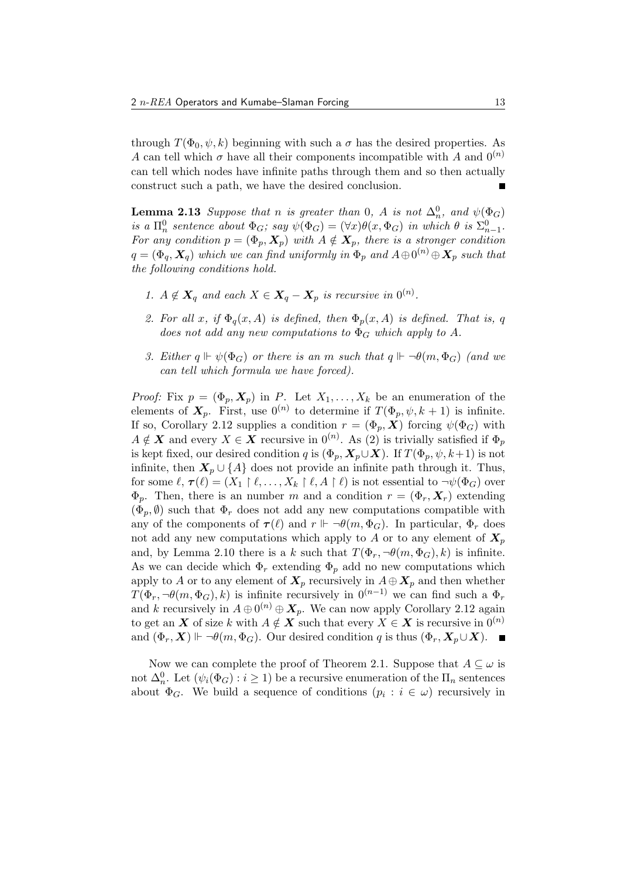through $T(\Phi_0, \psi, k)$ beginning with such a $\sigma$ has the desired properties. As $A$ can tell which $\sigma$ have all their components incompatible with $A$ and $0^{(n)}$ can tell which nodes have infinite paths through them and so then actually construct such a path, we have the desired conclusion. ∎

**Lemma 2.13** *Suppose that $n$ is greater than 0, $A$ is not $\Delta^0_n$, and $\psi(\Phi_G)$ is a $\Pi^0_n$ sentence about $\Phi_G$; say $\psi(\Phi_G) = (\forall x)\theta(x, \Phi_G)$ in which $\theta$ is $\Sigma^0_{n-1}$. For any condition $p = (\Phi_p, \boldsymbol{X}_p)$ with $A \notin \boldsymbol{X}_p$, there is a stronger condition $q = (\Phi_q, \boldsymbol{X}_q)$ which we can find uniformly in $\Phi_p$ and $A \oplus 0^{(n)} \oplus \boldsymbol{X}_p$ such that the following conditions hold.*

1. *$A \notin \boldsymbol{X}_q$ and each $X \in \boldsymbol{X}_q - \boldsymbol{X}_p$ is recursive in $0^{(n)}$.*
2. *For all $x$, if $\Phi_q(x, A)$ is defined, then $\Phi_p(x, A)$ is defined. That is, $q$ does not add any new computations to $\Phi_G$ which apply to $A$.*
3. *Either $q \Vdash \psi(\Phi_G)$ or there is an $m$ such that $q \Vdash \neg\theta(m, \Phi_G)$ (and we can tell which formula we have forced).*

*Proof:* Fix $p = (\Phi_p, \boldsymbol{X}_p)$ in $P$. Let $X_1, \ldots, X_k$ be an enumeration of the elements of $\boldsymbol{X}_p$. First, use $0^{(n)}$ to determine if $T(\Phi_p, \psi, k+1)$ is infinite. If so, Corollary 2.12 supplies a condition $r = (\Phi_p, \boldsymbol{X})$ forcing $\psi(\Phi_G)$ with $A \notin \boldsymbol{X}$ and every $X \in \boldsymbol{X}$ recursive in $0^{(n)}$. As (2) is trivially satisfied if $\Phi_p$ is kept fixed, our desired condition $q$ is $(\Phi_p, \boldsymbol{X}_p \cup \boldsymbol{X})$. If $T(\Phi_p, \psi, k+1)$ is not infinite, then $\boldsymbol{X}_p \cup \{A\}$ does not provide an infinite path through it. Thus, for some $\ell$, $\boldsymbol{\tau}(\ell) = (X_1 \upharpoonright \ell, \ldots, X_k \upharpoonright \ell, A \upharpoonright \ell)$ is not essential to $\neg\psi(\Phi_G)$ over $\Phi_p$. Then, there is an number $m$ and a condition $r = (\Phi_r, \boldsymbol{X}_r)$ extending $(\Phi_p, \emptyset)$ such that $\Phi_r$ does not add any new computations compatible with any of the components of $\boldsymbol{\tau}(\ell)$ and $r \Vdash \neg\theta(m, \Phi_G)$. In particular, $\Phi_r$ does not add any new computations which apply to $A$ or to any element of $\boldsymbol{X}_p$ and, by Lemma 2.10 there is a $k$ such that $T(\Phi_r, \neg\theta(m, \Phi_G), k)$ is infinite. As we can decide which $\Phi_r$ extending $\Phi_p$ add no new computations which apply to $A$ or to any element of $\boldsymbol{X}_p$ recursively in $A \oplus \boldsymbol{X}_p$ and then whether $T(\Phi_r, \neg\theta(m, \Phi_G), k)$ is infinite recursively in $0^{(n-1)}$ we can find such a $\Phi_r$ and $k$ recursively in $A \oplus 0^{(n)} \oplus \boldsymbol{X}_p$. We can now apply Corollary 2.12 again to get an $\boldsymbol{X}$ of size $k$ with $A \notin \boldsymbol{X}$ such that every $X \in \boldsymbol{X}$ is recursive in $0^{(n)}$ and $(\Phi_r, \boldsymbol{X}) \Vdash \neg\theta(m, \Phi_G)$. Our desired condition $q$ is thus $(\Phi_r, \boldsymbol{X}_p \cup \boldsymbol{X})$. ∎

Now we can complete the proof of Theorem 2.1. Suppose that $A \subseteq \omega$ is not $\Delta^0_n$. Let $(\psi_i(\Phi_G) : i \geq 1)$ be a recursive enumeration of the $\Pi_n$ sentences about $\Phi_G$. We build a sequence of conditions $(p_i : i \in \omega)$ recursively in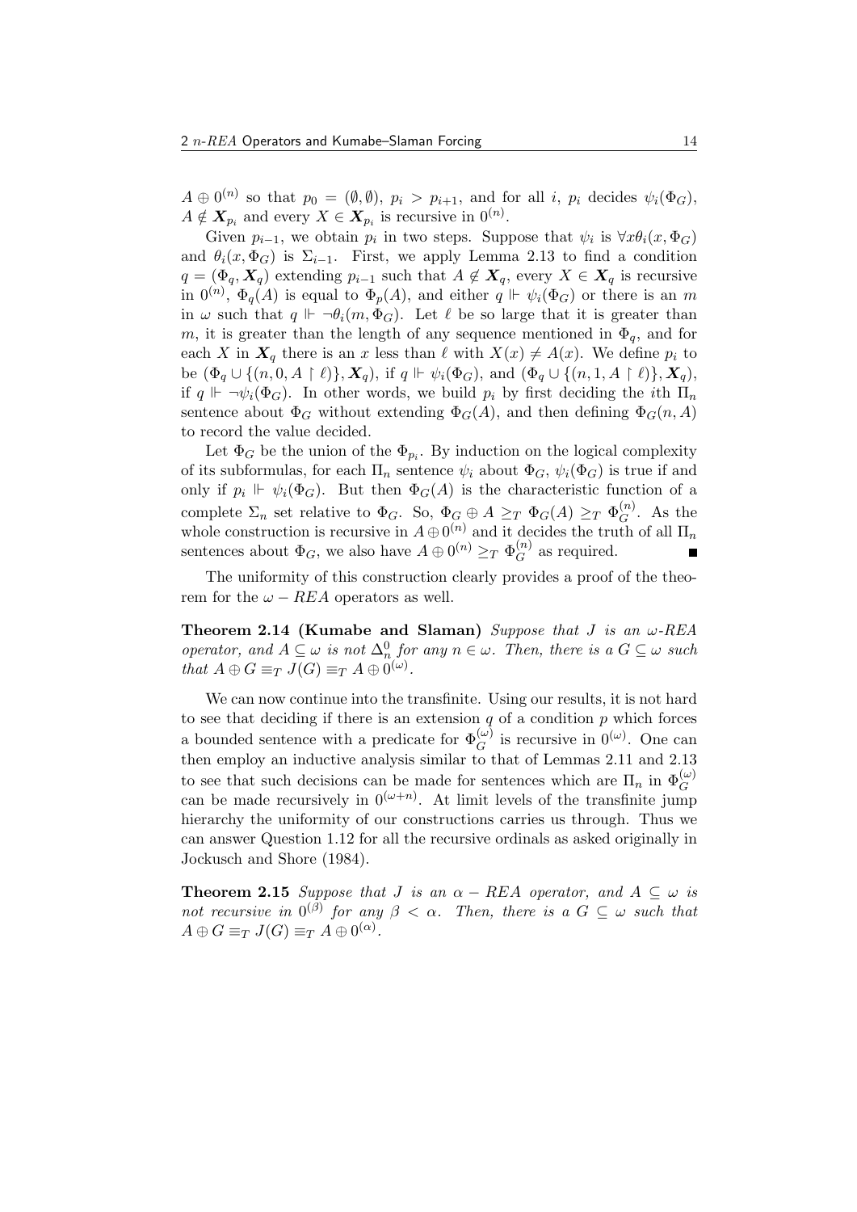$A \oplus 0^{(n)}$ so that $p_0 = (\emptyset, \emptyset)$, $p_i > p_{i+1}$, and for all $i$, $p_i$ decides $\psi_i(\Phi_G)$, $A \notin \boldsymbol{X}_{p_i}$ and every $X \in \boldsymbol{X}_{p_i}$ is recursive in $0^{(n)}$.

Given $p_{i-1}$, we obtain $p_i$ in two steps. Suppose that $\psi_i$ is $\forall x \theta_i(x, \Phi_G)$ and $\theta_i(x, \Phi_G)$ is $\Sigma_{i-1}$. First, we apply Lemma 2.13 to find a condition $q = (\Phi_q, \boldsymbol{X}_q)$ extending $p_{i-1}$ such that $A \notin \boldsymbol{X}_q$, every $X \in \boldsymbol{X}_q$ is recursive in $0^{(n)}$, $\Phi_q(A)$ is equal to $\Phi_p(A)$, and either $q \Vdash \psi_i(\Phi_G)$ or there is an $m$ in $\omega$ such that $q \Vdash \neg\theta_i(m, \Phi_G)$. Let $\ell$ be so large that it is greater than $m$, it is greater than the length of any sequence mentioned in $\Phi_q$, and for each $X$ in $\boldsymbol{X}_q$ there is an $x$ less than $\ell$ with $X(x) \neq A(x)$. We define $p_i$ to be $(\Phi_q \cup \{(n, 0, A \restriction \ell)\}, \boldsymbol{X}_q)$, if $q \Vdash \psi_i(\Phi_G)$, and $(\Phi_q \cup \{(n, 1, A \restriction \ell)\}, \boldsymbol{X}_q)$, if $q \Vdash \neg\psi_i(\Phi_G)$. In other words, we build $p_i$ by first deciding the $i$th $\Pi_n$ sentence about $\Phi_G$ without extending $\Phi_G(A)$, and then defining $\Phi_G(n, A)$ to record the value decided.

Let $\Phi_G$ be the union of the $\Phi_{p_i}$. By induction on the logical complexity of its subformulas, for each $\Pi_n$ sentence $\psi_i$ about $\Phi_G$, $\psi_i(\Phi_G)$ is true if and only if $p_i \Vdash \psi_i(\Phi_G)$. But then $\Phi_G(A)$ is the characteristic function of a complete $\Sigma_n$ set relative to $\Phi_G$. So, $\Phi_G \oplus A \geq_T \Phi_G(A) \geq_T \Phi_G^{(n)}$. As the whole construction is recursive in $A \oplus 0^{(n)}$ and it decides the truth of all $\Pi_n$ sentences about $\Phi_G$, we also have $A \oplus 0^{(n)} \geq_T \Phi_G^{(n)}$ as required. ∎

The uniformity of this construction clearly provides a proof of the theorem for the $\omega - REA$ operators as well.

**Theorem 2.14 (Kumabe and Slaman)** *Suppose that $J$ is an $\omega$-REA operator, and $A \subseteq \omega$ is not $\Delta^0_n$ for any $n \in \omega$. Then, there is a $G \subseteq \omega$ such that $A \oplus G \equiv_T J(G) \equiv_T A \oplus 0^{(\omega)}$.*

We can now continue into the transfinite. Using our results, it is not hard to see that deciding if there is an extension $q$ of a condition $p$ which forces a bounded sentence with a predicate for $\Phi_G^{(\omega)}$ is recursive in $0^{(\omega)}$. One can then employ an inductive analysis similar to that of Lemmas 2.11 and 2.13 to see that such decisions can be made for sentences which are $\Pi_n$ in $\Phi_G^{(\omega)}$ can be made recursively in $0^{(\omega+n)}$. At limit levels of the transfinite jump hierarchy the uniformity of our constructions carries us through. Thus we can answer Question 1.12 for all the recursive ordinals as asked originally in Jockusch and Shore (1984).

**Theorem 2.15** *Suppose that $J$ is an $\alpha - REA$ operator, and $A \subseteq \omega$ is not recursive in $0^{(\beta)}$ for any $\beta < \alpha$. Then, there is a $G \subseteq \omega$ such that $A \oplus G \equiv_T J(G) \equiv_T A \oplus 0^{(\alpha)}$.*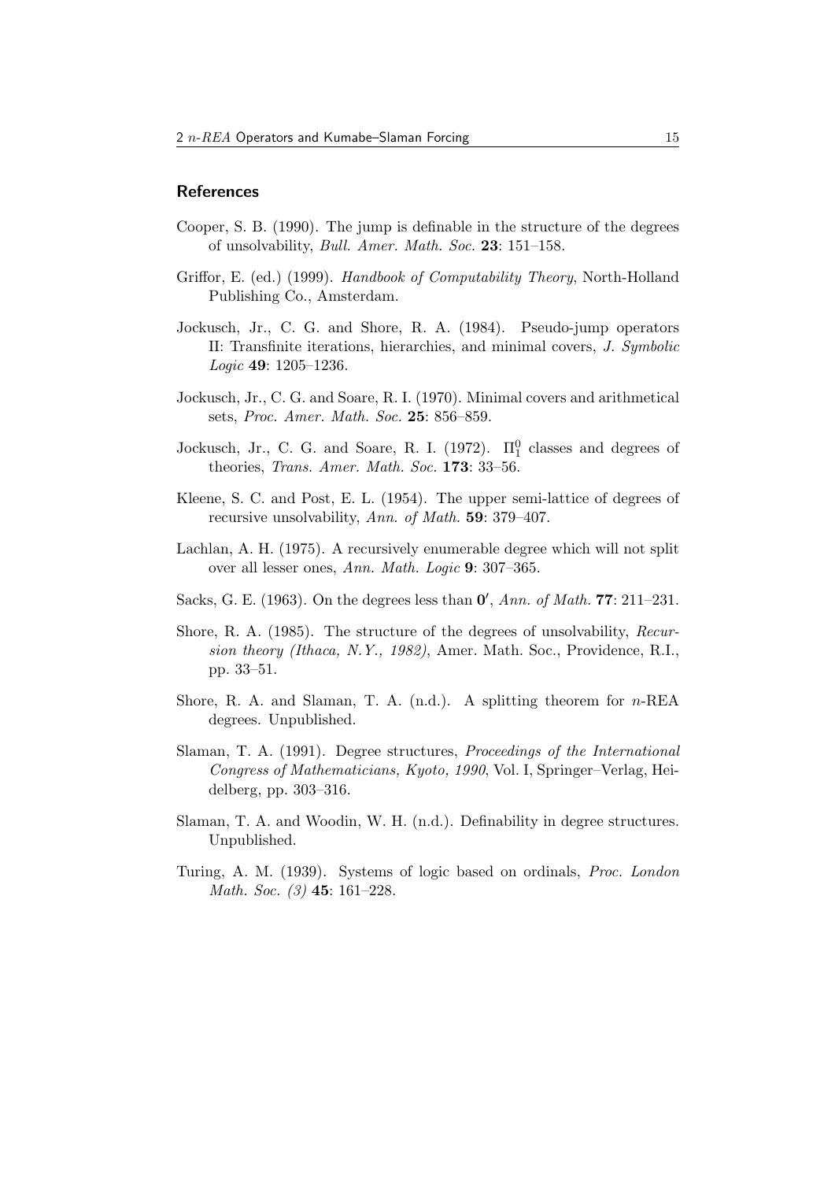## References

Cooper, S. B. (1990). The jump is definable in the structure of the degrees of unsolvability, *Bull. Amer. Math. Soc.* **23**: 151–158.

Griffor, E. (ed.) (1999). *Handbook of Computability Theory*, North-Holland Publishing Co., Amsterdam.

Jockusch, Jr., C. G. and Shore, R. A. (1984). Pseudo-jump operators II: Transfinite iterations, hierarchies, and minimal covers, *J. Symbolic Logic* **49**: 1205–1236.

Jockusch, Jr., C. G. and Soare, R. I. (1970). Minimal covers and arithmetical sets, *Proc. Amer. Math. Soc.* **25**: 856–859.

Jockusch, Jr., C. G. and Soare, R. I. (1972). $\Pi^0_1$ classes and degrees of theories, *Trans. Amer. Math. Soc.* **173**: 33–56.

Kleene, S. C. and Post, E. L. (1954). The upper semi-lattice of degrees of recursive unsolvability, *Ann. of Math.* **59**: 379–407.

Lachlan, A. H. (1975). A recursively enumerable degree which will not split over all lesser ones, *Ann. Math. Logic* **9**: 307–365.

Sacks, G. E. (1963). On the degrees less than $\mathbf{0}'$, *Ann. of Math.* **77**: 211–231.

Shore, R. A. (1985). The structure of the degrees of unsolvability, *Recursion theory (Ithaca, N.Y., 1982)*, Amer. Math. Soc., Providence, R.I., pp. 33–51.

Shore, R. A. and Slaman, T. A. (n.d.). A splitting theorem for $n$-REA degrees. Unpublished.

Slaman, T. A. (1991). Degree structures, *Proceedings of the International Congress of Mathematicians, Kyoto, 1990*, Vol. I, Springer–Verlag, Heidelberg, pp. 303–316.

Slaman, T. A. and Woodin, W. H. (n.d.). Definability in degree structures. Unpublished.

Turing, A. M. (1939). Systems of logic based on ordinals, *Proc. London Math. Soc. (3)* **45**: 161–228.